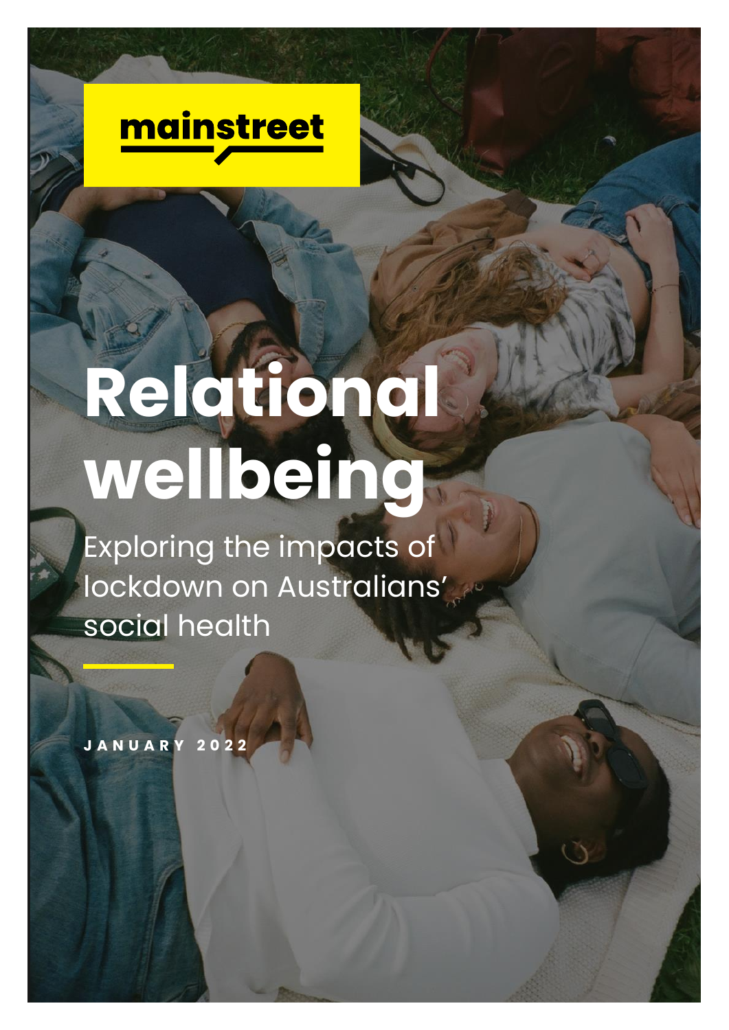mainstreet

# Relational wellbeing

Exploring the impacts of lockdown on Australians' social health

JANUARY 2022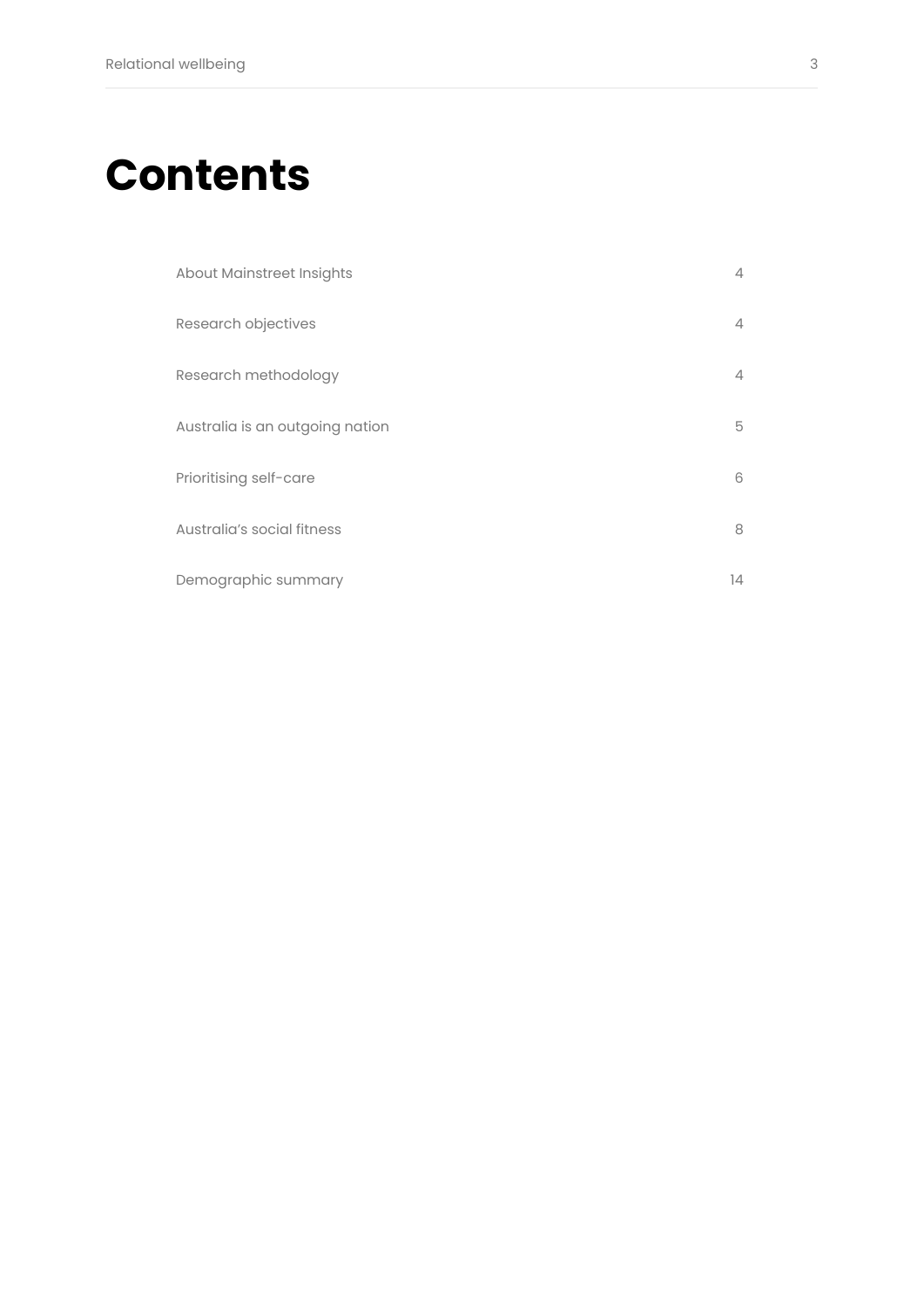# Contents

| | |
|---|---|
| About Mainstreet Insights | 4 |
| Research objectives | 4 |
| Research methodology | 4 |
| Australia is an outgoing nation | 5 |
| Prioritising self-care | 6 |
| Australia's social fitness | 8 |
| Demographic summary | 14 |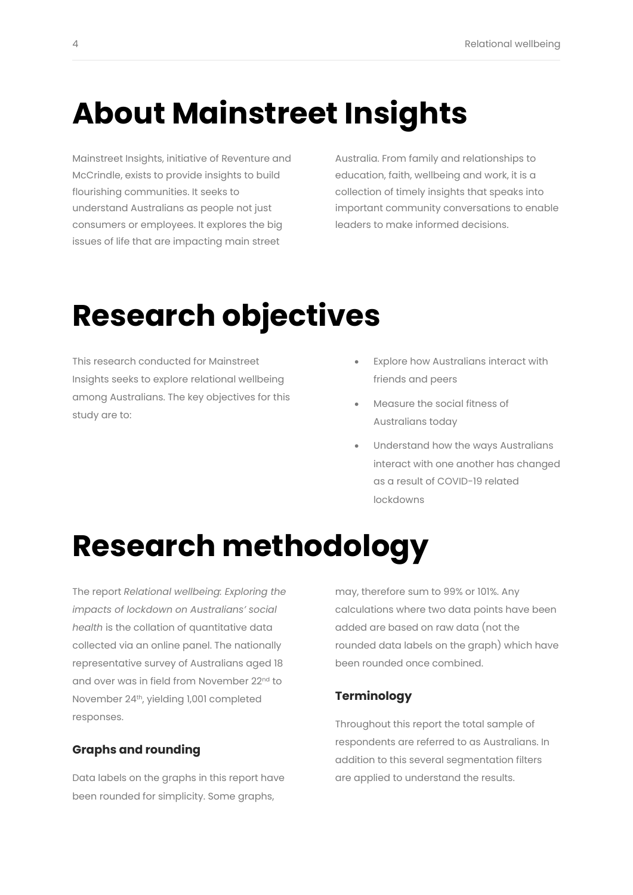# About Mainstreet Insights

Mainstreet Insights, initiative of Reventure and McCrindle, exists to provide insights to build flourishing communities. It seeks to understand Australians as people not just consumers or employees. It explores the big issues of life that are impacting main street Australia. From family and relationships to education, faith, wellbeing and work, it is a collection of timely insights that speaks into important community conversations to enable leaders to make informed decisions.

# Research objectives

This research conducted for Mainstreet Insights seeks to explore relational wellbeing among Australians. The key objectives for this study are to:

- Explore how Australians interact with friends and peers
- Measure the social fitness of Australians today
- Understand how the ways Australians interact with one another has changed as a result of COVID-19 related lockdowns

# Research methodology

The report *Relational wellbeing: Exploring the impacts of lockdown on Australians' social health* is the collation of quantitative data collected via an online panel. The nationally representative survey of Australians aged 18 and over was in field from November 22nd to November 24th, yielding 1,001 completed responses.

### Graphs and rounding

Data labels on the graphs in this report have been rounded for simplicity. Some graphs, may, therefore sum to 99% or 101%. Any calculations where two data points have been added are based on raw data (not the rounded data labels on the graph) which have been rounded once combined.

### Terminology

Throughout this report the total sample of respondents are referred to as Australians. In addition to this several segmentation filters are applied to understand the results.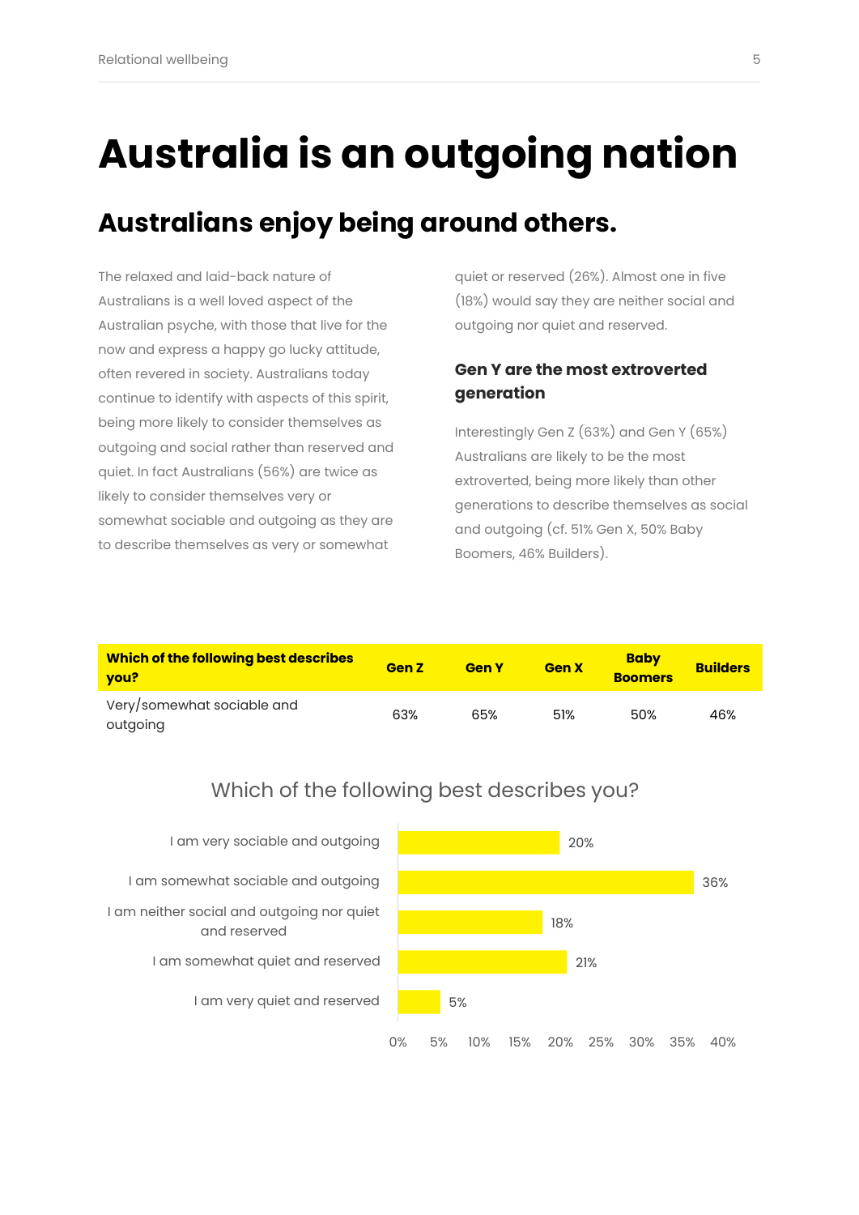# Australia is an outgoing nation

## Australians enjoy being around others.

The relaxed and laid-back nature of Australians is a well loved aspect of the Australian psyche, with those that live for the now and express a happy go lucky attitude, often revered in society. Australians today continue to identify with aspects of this spirit, being more likely to consider themselves as outgoing and social rather than reserved and quiet. In fact Australians (56%) are twice as likely to consider themselves very or somewhat sociable and outgoing as they are to describe themselves as very or somewhat quiet or reserved (26%). Almost one in five (18%) would say they are neither social and outgoing nor quiet and reserved.

### Gen Y are the most extroverted generation

Interestingly Gen Z (63%) and Gen Y (65%) Australians are likely to be the most extroverted, being more likely than other generations to describe themselves as social and outgoing (cf. 51% Gen X, 50% Baby Boomers, 46% Builders).

| **Which of the following best describes you?** | **Gen Z** | **Gen Y** | **Gen X** | **Baby Boomers** | **Builders** |
|---|---|---|---|---|---|
| Very/somewhat sociable and outgoing | 63% | 65% | 51% | 50% | 46% |

Which of the following best describes you?

| Response | % |
|---|---|
| I am very sociable and outgoing | 20% |
| I am somewhat sociable and outgoing | 36% |
| I am neither social and outgoing nor quiet and reserved | 18% |
| I am somewhat quiet and reserved | 21% |
| I am very quiet and reserved | 5% |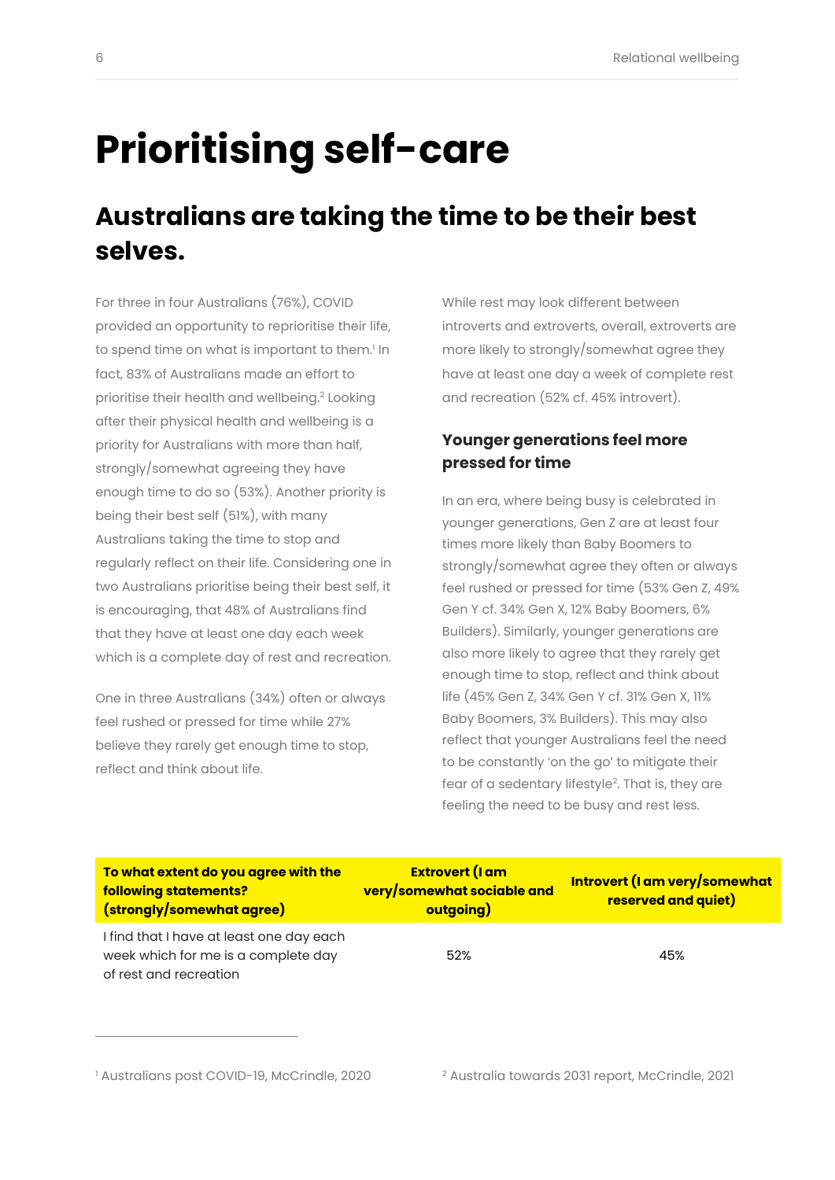# Prioritising self-care

## Australians are taking the time to be their best selves.

For three in four Australians (76%), COVID provided an opportunity to reprioritise their life, to spend time on what is important to them.[1] In fact, 83% of Australians made an effort to prioritise their health and wellbeing.[2] Looking after their physical health and wellbeing is a priority for Australians with more than half, strongly/somewhat agreeing they have enough time to do so (53%). Another priority is being their best self (51%), with many Australians taking the time to stop and regularly reflect on their life. Considering one in two Australians prioritise being their best self, it is encouraging, that 48% of Australians find that they have at least one day each week which is a complete day of rest and recreation.

One in three Australians (34%) often or always feel rushed or pressed for time while 27% believe they rarely get enough time to stop, reflect and think about life.

While rest may look different between introverts and extroverts, overall, extroverts are more likely to strongly/somewhat agree they have at least one day a week of complete rest and recreation (52% cf. 45% introvert).

### Younger generations feel more pressed for time

In an era, where being busy is celebrated in younger generations, Gen Z are at least four times more likely than Baby Boomers to strongly/somewhat agree they often or always feel rushed or pressed for time (53% Gen Z, 49% Gen Y cf. 34% Gen X, 12% Baby Boomers, 6% Builders). Similarly, younger generations are also more likely to agree that they rarely get enough time to stop, reflect and think about life (45% Gen Z, 34% Gen Y cf. 31% Gen X, 11% Baby Boomers, 3% Builders). This may also reflect that younger Australians feel the need to be constantly 'on the go' to mitigate their fear of a sedentary lifestyle[2]. That is, they are feeling the need to be busy and rest less.

| To what extent do you agree with the following statements? (strongly/somewhat agree) | Extrovert (I am very/somewhat sociable and outgoing) | Introvert (I am very/somewhat reserved and quiet) |
|---|---|---|
| I find that I have at least one day each week which for me is a complete day of rest and recreation | 52% | 45% |

[1] Australians post COVID-19, McCrindle, 2020

[2] Australia towards 2031 report, McCrindle, 2021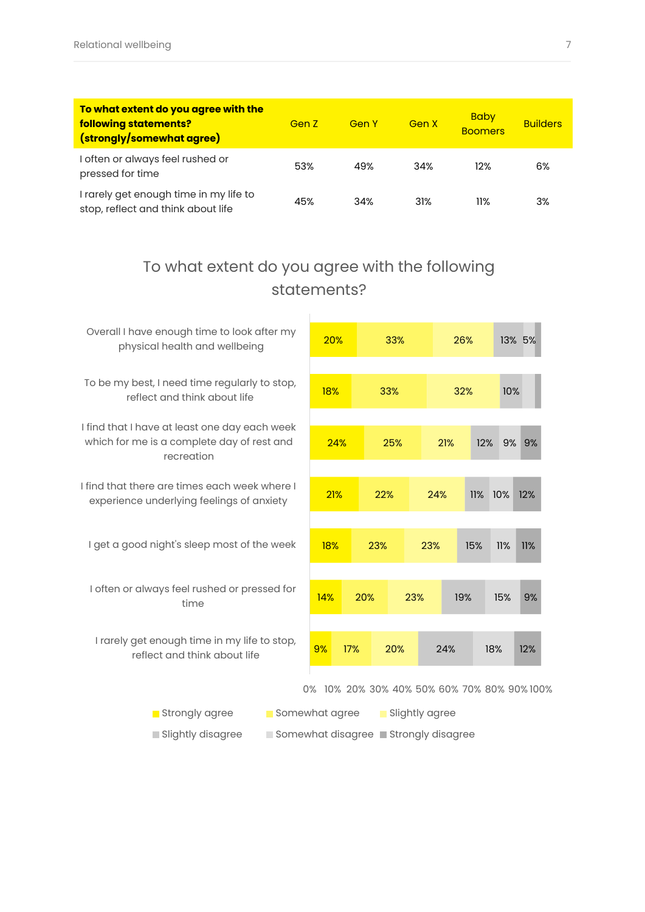| To what extent do you agree with the following statements? (strongly/somewhat agree) | Gen Z | Gen Y | Gen X | Baby Boomers | Builders |
|---|---|---|---|---|---|
| I often or always feel rushed or pressed for time | 53% | 49% | 34% | 12% | 6% |
| I rarely get enough time in my life to stop, reflect and think about life | 45% | 34% | 31% | 11% | 3% |

## To what extent do you agree with the following statements?

| Statement | Strongly agree | Somewhat agree | Slightly agree | Slightly disagree | Somewhat disagree | Strongly disagree |
|---|---|---|---|---|---|---|
| Overall I have enough time to look after my physical health and wellbeing | 20% | 33% | 26% | 13% | 5% | |
| To be my best, I need time regularly to stop, reflect and think about life | 18% | 33% | 32% | 10% | | |
| I find that I have at least one day each week which for me is a complete day of rest and recreation | 24% | 25% | 21% | 12% | 9% | 9% |
| I find that there are times each week where I experience underlying feelings of anxiety | 21% | 22% | 24% | 11% | 10% | 12% |
| I get a good night's sleep most of the week | 18% | 23% | 23% | 15% | 11% | 11% |
| I often or always feel rushed or pressed for time | 14% | 20% | 23% | 19% | 15% | 9% |
| I rarely get enough time in my life to stop, reflect and think about life | 9% | 17% | 20% | 24% | 18% | 12% |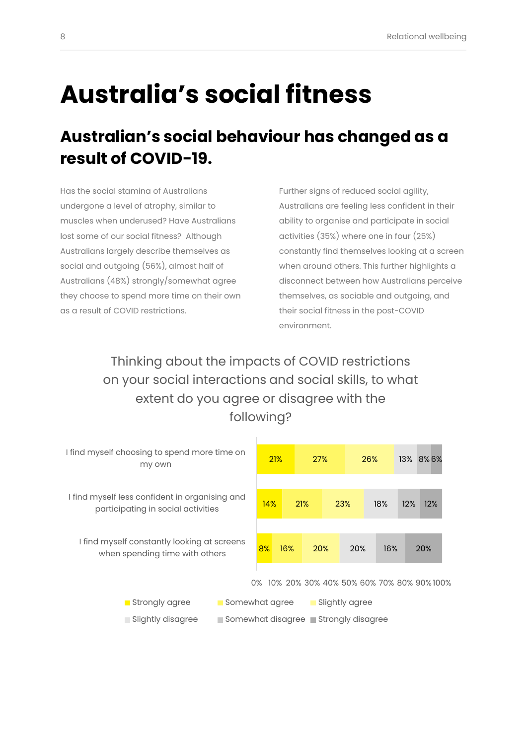# Australia's social fitness

## Australian's social behaviour has changed as a result of COVID-19.

Has the social stamina of Australians undergone a level of atrophy, similar to muscles when underused? Have Australians lost some of our social fitness? Although Australians largely describe themselves as social and outgoing (56%), almost half of Australians (48%) strongly/somewhat agree they choose to spend more time on their own as a result of COVID restrictions.

Further signs of reduced social agility, Australians are feeling less confident in their ability to organise and participate in social activities (35%) where one in four (25%) constantly find themselves looking at a screen when around others. This further highlights a disconnect between how Australians perceive themselves, as sociable and outgoing, and their social fitness in the post-COVID environment.

### Thinking about the impacts of COVID restrictions on your social interactions and social skills, to what extent do you agree or disagree with the following?

| Statement | Strongly agree | Somewhat agree | Slightly agree | Slightly disagree | Somewhat disagree | Strongly disagree |
|---|---|---|---|---|---|---|
| I find myself choosing to spend more time on my own | 21% | 27% | 26% | 13% | 8% | 6% |
| I find myself less confident in organising and participating in social activities | 14% | 21% | 23% | 18% | 12% | 12% |
| I find myself constantly looking at screens when spending time with others | 8% | 16% | 20% | 20% | 16% | 20% |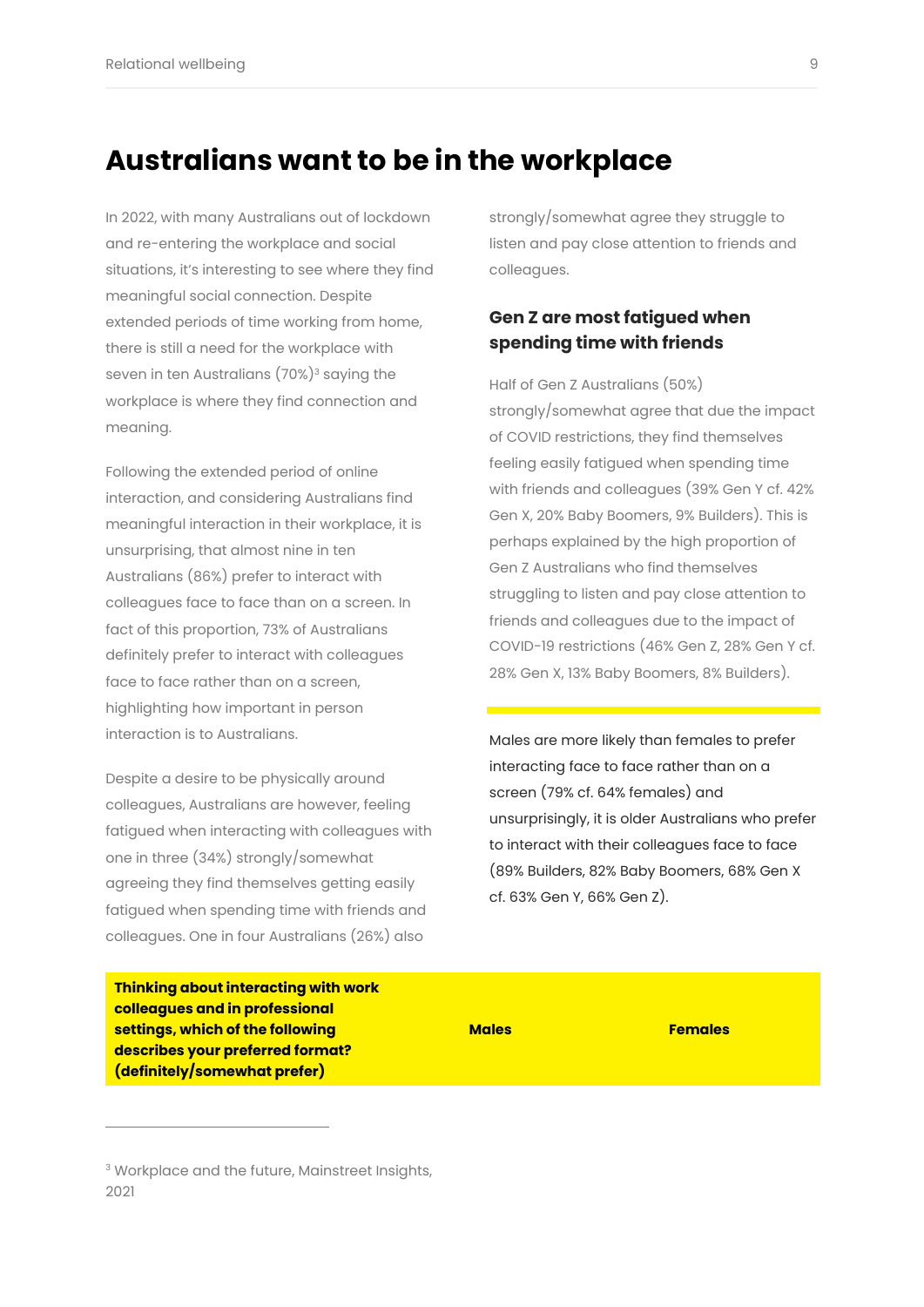# Australians want to be in the workplace

In 2022, with many Australians out of lockdown and re-entering the workplace and social situations, it's interesting to see where they find meaningful social connection. Despite extended periods of time working from home, there is still a need for the workplace with seven in ten Australians (70%)[3] saying the workplace is where they find connection and meaning.

Following the extended period of online interaction, and considering Australians find meaningful interaction in their workplace, it is unsurprising, that almost nine in ten Australians (86%) prefer to interact with colleagues face to face than on a screen. In fact of this proportion, 73% of Australians definitely prefer to interact with colleagues face to face rather than on a screen, highlighting how important in person interaction is to Australians.

Despite a desire to be physically around colleagues, Australians are however, feeling fatigued when interacting with colleagues with one in three (34%) strongly/somewhat agreeing they find themselves getting easily fatigued when spending time with friends and colleagues. One in four Australians (26%) also strongly/somewhat agree they struggle to listen and pay close attention to friends and colleagues.

### Gen Z are most fatigued when spending time with friends

Half of Gen Z Australians (50%) strongly/somewhat agree that due the impact of COVID restrictions, they find themselves feeling easily fatigued when spending time with friends and colleagues (39% Gen Y cf. 42% Gen X, 20% Baby Boomers, 9% Builders). This is perhaps explained by the high proportion of Gen Z Australians who find themselves struggling to listen and pay close attention to friends and colleagues due to the impact of COVID-19 restrictions (46% Gen Z, 28% Gen Y cf. 28% Gen X, 13% Baby Boomers, 8% Builders).

Males are more likely than females to prefer interacting face to face rather than on a screen (79% cf. 64% females) and unsurprisingly, it is older Australians who prefer to interact with their colleagues face to face (89% Builders, 82% Baby Boomers, 68% Gen X cf. 63% Gen Y, 66% Gen Z).

| Thinking about interacting with work colleagues and in professional settings, which of the following describes your preferred format? (definitely/somewhat prefer) | Males | Females |
|---|---|---|

[3] Workplace and the future, Mainstreet Insights, 2021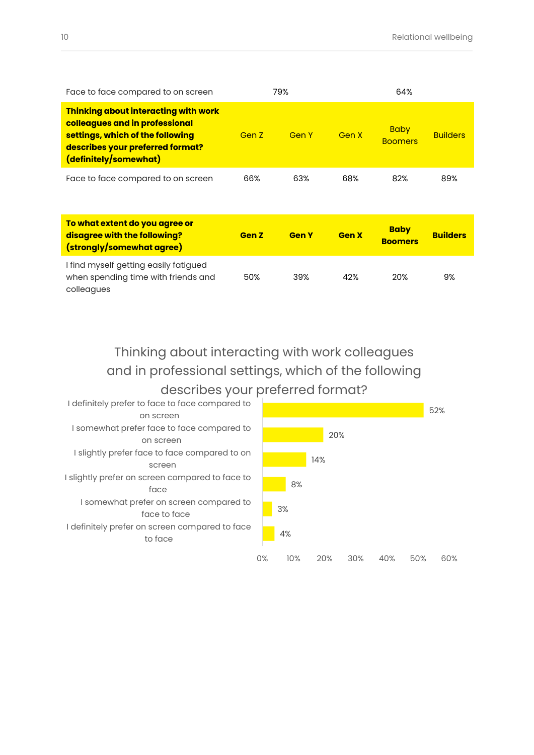| | | |
|---|---|---|
| Face to face compared to on screen | 79% | 64% |

| Thinking about interacting with work colleagues and in professional settings, which of the following describes your preferred format? (definitely/somewhat) | Gen Z | Gen Y | Gen X | Baby Boomers | Builders |
|---|---|---|---|---|---|
| Face to face compared to on screen | 66% | 63% | 68% | 82% | 89% |

| To what extent do you agree or disagree with the following? (strongly/somewhat agree) | Gen Z | Gen Y | Gen X | Baby Boomers | Builders |
|---|---|---|---|---|---|
| I find myself getting easily fatigued when spending time with friends and colleagues | 50% | 39% | 42% | 20% | 9% |

Thinking about interacting with work colleagues and in professional settings, which of the following describes your preferred format?

| Response | % |
|---|---|
| I definitely prefer to face to face compared to on screen | 52% |
| I somewhat prefer face to face compared to on screen | 20% |
| I slightly prefer face to face compared to on screen | 14% |
| I slightly prefer on screen compared to face to face | 8% |
| I somewhat prefer on screen compared to face to face | 3% |
| I definitely prefer on screen compared to face to face | 4% |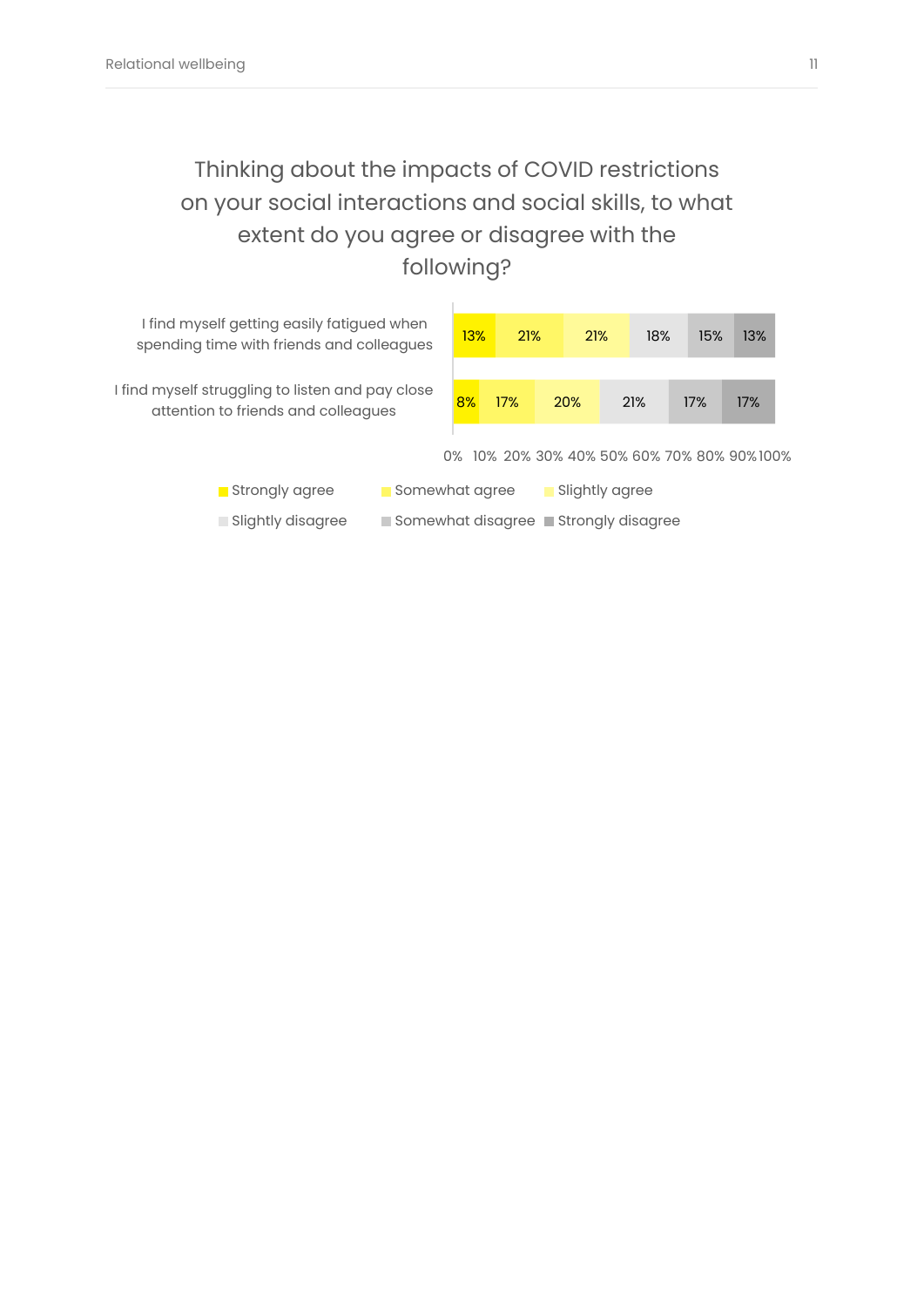## Thinking about the impacts of COVID restrictions on your social interactions and social skills, to what extent do you agree or disagree with the following?

| Statement | Strongly agree | Somewhat agree | Slightly agree | Slightly disagree | Somewhat disagree | Strongly disagree |
|---|---|---|---|---|---|---|
| I find myself getting easily fatigued when spending time with friends and colleagues | 13% | 21% | 21% | 18% | 15% | 13% |
| I find myself struggling to listen and pay close attention to friends and colleagues | 8% | 17% | 20% | 21% | 17% | 17% |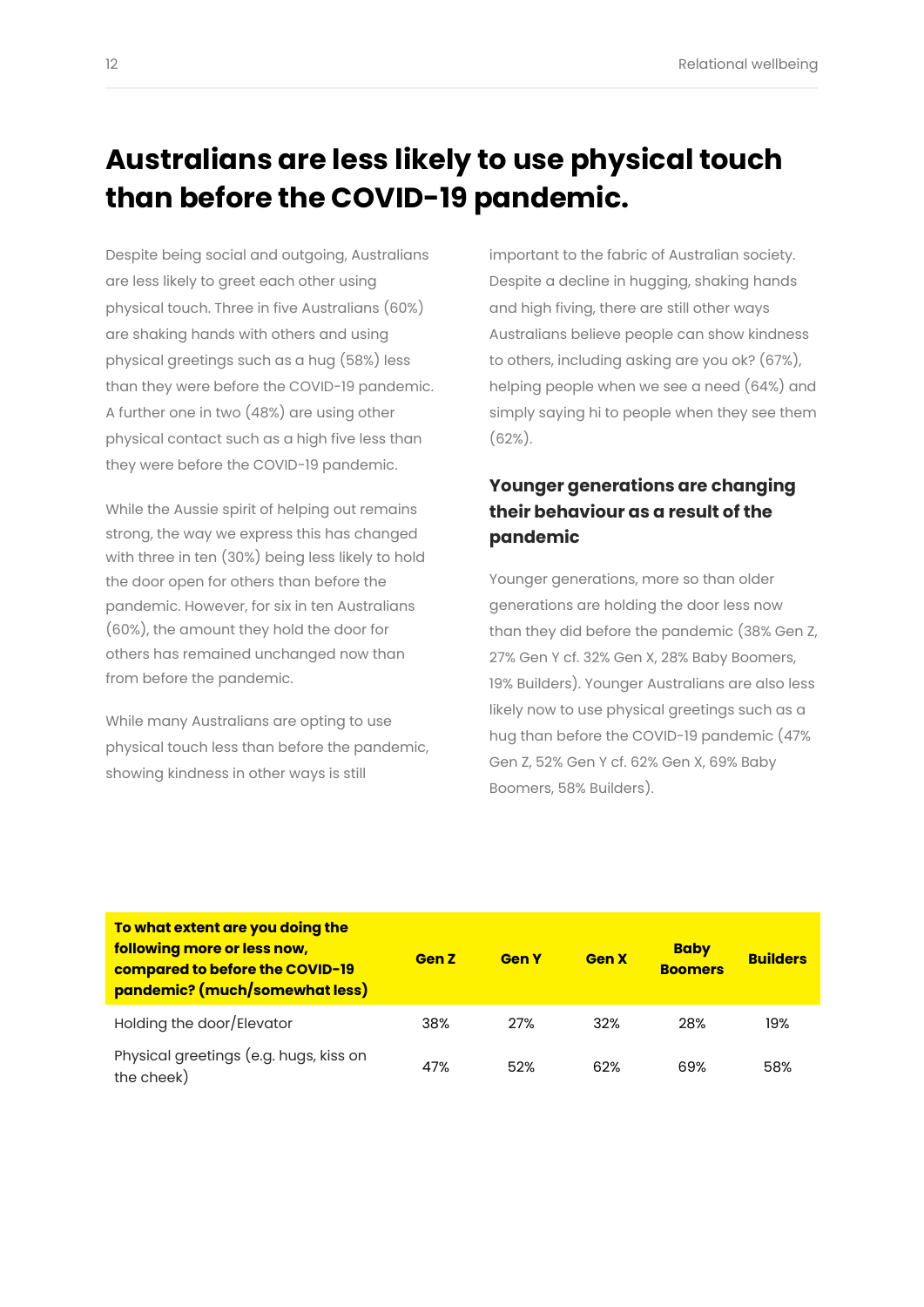# Australians are less likely to use physical touch than before the COVID-19 pandemic.

Despite being social and outgoing, Australians are less likely to greet each other using physical touch. Three in five Australians (60%) are shaking hands with others and using physical greetings such as a hug (58%) less than they were before the COVID-19 pandemic. A further one in two (48%) are using other physical contact such as a high five less than they were before the COVID-19 pandemic.

While the Aussie spirit of helping out remains strong, the way we express this has changed with three in ten (30%) being less likely to hold the door open for others than before the pandemic. However, for six in ten Australians (60%), the amount they hold the door for others has remained unchanged now than from before the pandemic.

While many Australians are opting to use physical touch less than before the pandemic, showing kindness in other ways is still important to the fabric of Australian society. Despite a decline in hugging, shaking hands and high fiving, there are still other ways Australians believe people can show kindness to others, including asking are you ok? (67%), helping people when we see a need (64%) and simply saying hi to people when they see them (62%).

### Younger generations are changing their behaviour as a result of the pandemic

Younger generations, more so than older generations are holding the door less now than they did before the pandemic (38% Gen Z, 27% Gen Y cf. 32% Gen X, 28% Baby Boomers, 19% Builders). Younger Australians are also less likely now to use physical greetings such as a hug than before the COVID-19 pandemic (47% Gen Z, 52% Gen Y cf. 62% Gen X, 69% Baby Boomers, 58% Builders).

| **To what extent are you doing the following more or less now, compared to before the COVID-19 pandemic? (much/somewhat less)** | **Gen Z** | **Gen Y** | **Gen X** | **Baby Boomers** | **Builders** |
|---|---|---|---|---|---|
| Holding the door/Elevator | 38% | 27% | 32% | 28% | 19% |
| Physical greetings (e.g. hugs, kiss on the cheek) | 47% | 52% | 62% | 69% | 58% |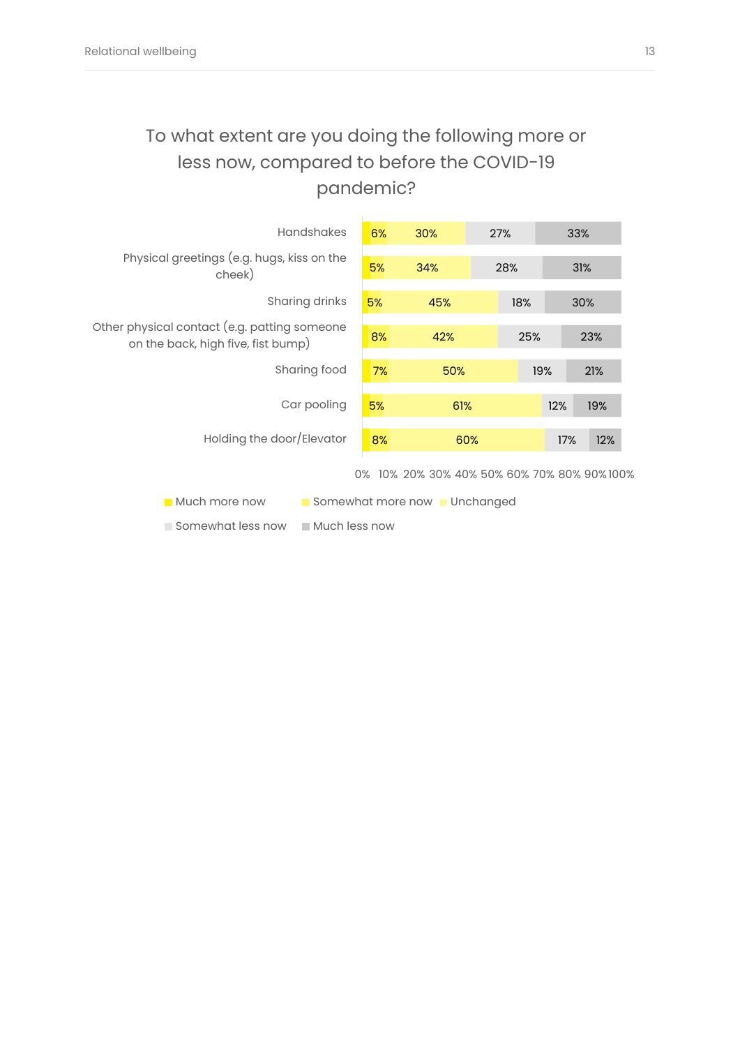## To what extent are you doing the following more or less now, compared to before the COVID-19 pandemic?

| | Much more now | Somewhat more now | Unchanged | Somewhat less now | Much less now |
|---|---|---|---|---|---|
| Handshakes | | 6% | 30% | 27% | 33% |
| Physical greetings (e.g. hugs, kiss on the cheek) | | 5% | 34% | 28% | 31% |
| Sharing drinks | | 5% | 45% | 18% | 30% |
| Other physical contact (e.g. patting someone on the back, high five, fist bump) | | 8% | 42% | 25% | 23% |
| Sharing food | | 7% | 50% | 19% | 21% |
| Car pooling | | 5% | 61% | 12% | 19% |
| Holding the door/Elevator | | 8% | 60% | 17% | 12% |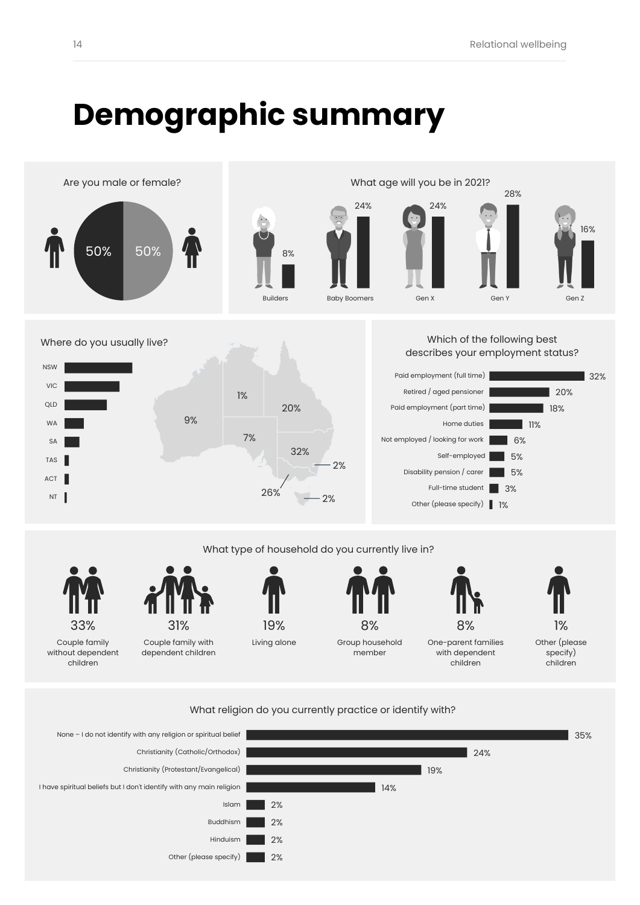# Demographic summary

## Are you male or female?

| Male | Female |
| --- | --- |
| 50% | 50% |

## What age will you be in 2021?

| Builders | Baby Boomers | Gen X | Gen Y | Gen Z |
| --- | --- | --- | --- | --- |
| 8% | 24% | 24% | 28% | 16% |

## Where do you usually live?

| State | % |
| --- | --- |
| NSW | 32% |
| VIC | 26% |
| QLD | 20% |
| WA | 9% |
| SA | 7% |
| TAS | 2% |
| ACT | 2% |
| NT | 1% |

## Which of the following best describes your employment status?

| Employment status | % |
| --- | --- |
| Paid employment (full time) | 32% |
| Retired / aged pensioner | 20% |
| Paid employment (part time) | 18% |
| Home duties | 11% |
| Not employed / looking for work | 6% |
| Self-employed | 5% |
| Disability pension / carer | 5% |
| Full-time student | 3% |
| Other (please specify) | 1% |

## What type of household do you currently live in?

| Household type | % |
| --- | --- |
| Couple family without dependent children | 33% |
| Couple family with dependent children | 31% |
| Living alone | 19% |
| Group household member | 8% |
| One-parent families with dependent children | 8% |
| Other (please specify) children | 1% |

## What religion do you currently practice or identify with?

| Religion | % |
| --- | --- |
| None – I do not identify with any religion or spiritual belief | 35% |
| Christianity (Catholic/Orthodox) | 24% |
| Christianity (Protestant/Evangelical) | 19% |
| I have spiritual beliefs but I don't identify with any main religion | 14% |
| Islam | 2% |
| Buddhism | 2% |
| Hinduism | 2% |
| Other (please specify) | 2% |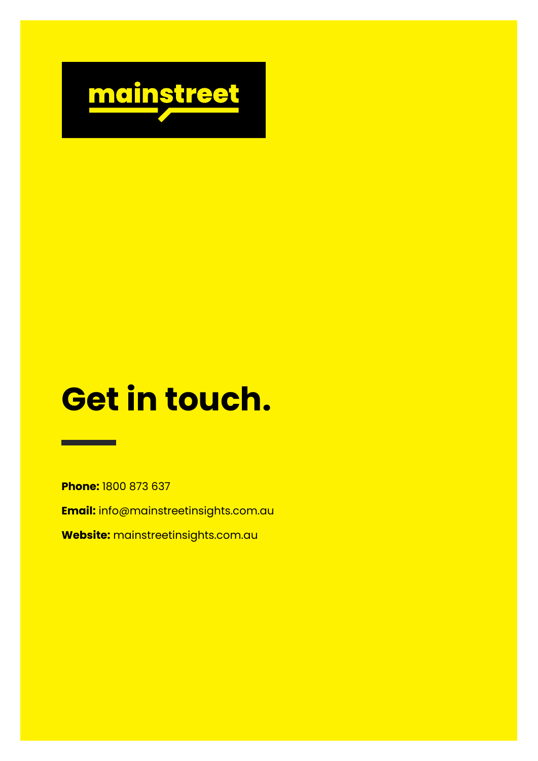mainstreet

# Get in touch.

**Phone:** 1800 873 637

**Email:** info@mainstreetinsights.com.au

**Website:** mainstreetinsights.com.au